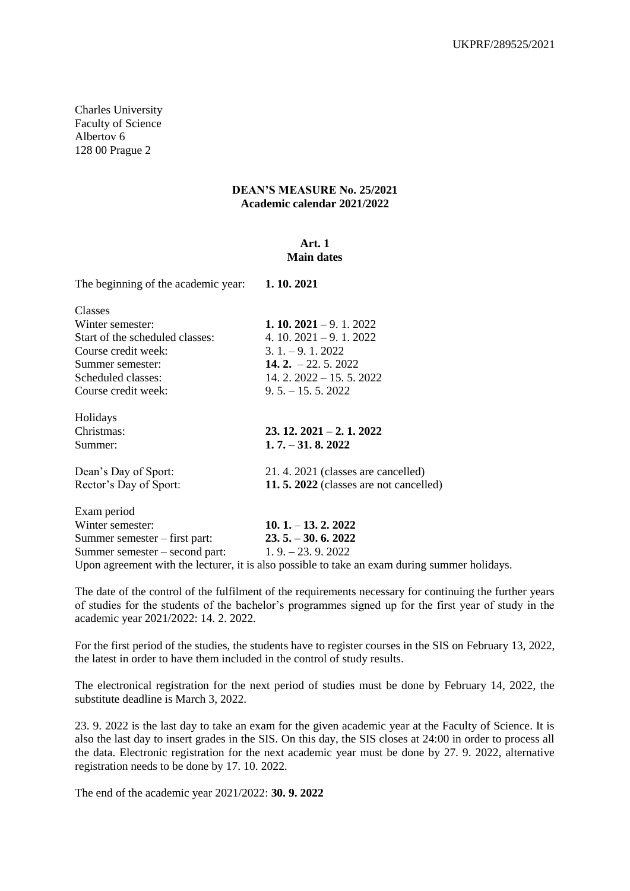UKPRF/289525/2021

Charles University
Faculty of Science
Albertov 6
128 00 Prague 2

**DEAN'S MEASURE No. 25/2021**
**Academic calendar 2021/2022**

## Art. 1
## Main dates

| | |
|---|---|
| The beginning of the academic year: | **1. 10. 2021** |
| Classes | |
| Winter semester: | **1. 10. 2021** – 9. 1. 2022 |
| Start of the scheduled classes: | 4. 10. 2021 – 9. 1. 2022 |
| Course credit week: | 3. 1. – 9. 1. 2022 |
| Summer semester: | **14. 2.** – 22. 5. 2022 |
| Scheduled classes: | 14. 2. 2022 – 15. 5. 2022 |
| Course credit week: | 9. 5. – 15. 5. 2022 |
| Holidays | |
| Christmas: | **23. 12. 2021 – 2. 1. 2022** |
| Summer: | **1. 7. – 31. 8. 2022** |
| Dean's Day of Sport: | 21. 4. 2021 (classes are cancelled) |
| Rector's Day of Sport: | **11. 5. 2022** (classes are not cancelled) |
| Exam period | |
| Winter semester: | **10. 1.** – **13. 2. 2022** |
| Summer semester – first part: | **23. 5. – 30. 6. 2022** |
| Summer semester – second part: | 1. 9. **–** 23. 9. 2022 |

Upon agreement with the lecturer, it is also possible to take an exam during summer holidays.

The date of the control of the fulfilment of the requirements necessary for continuing the further years of studies for the students of the bachelor's programmes signed up for the first year of study in the academic year 2021/2022: 14. 2. 2022.

For the first period of the studies, the students have to register courses in the SIS on February 13, 2022, the latest in order to have them included in the control of study results.

The electronical registration for the next period of studies must be done by February 14, 2022, the substitute deadline is March 3, 2022.

23. 9. 2022 is the last day to take an exam for the given academic year at the Faculty of Science. It is also the last day to insert grades in the SIS. On this day, the SIS closes at 24:00 in order to process all the data. Electronic registration for the next academic year must be done by 27. 9. 2022, alternative registration needs to be done by 17. 10. 2022.

The end of the academic year 2021/2022: **30. 9. 2022**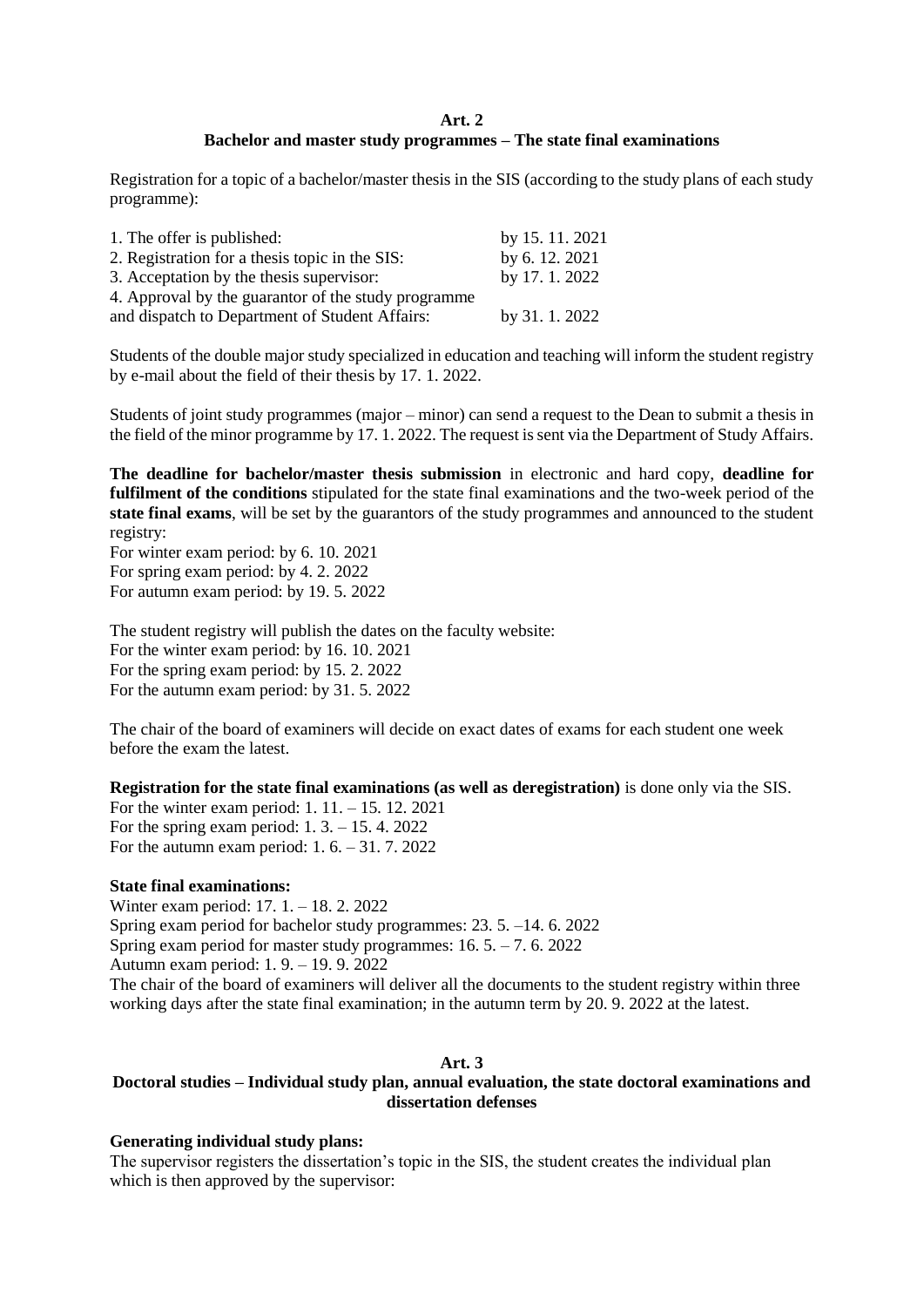## Art. 2
## Bachelor and master study programmes – The state final examinations

Registration for a topic of a bachelor/master thesis in the SIS (according to the study plans of each study programme):

| | |
|---|---|
| 1. The offer is published: | by 15. 11. 2021 |
| 2. Registration for a thesis topic in the SIS: | by 6. 12. 2021 |
| 3. Acceptation by the thesis supervisor: | by 17. 1. 2022 |
| 4. Approval by the guarantor of the study programme and dispatch to Department of Student Affairs: | by 31. 1. 2022 |

Students of the double major study specialized in education and teaching will inform the student registry by e-mail about the field of their thesis by 17. 1. 2022.

Students of joint study programmes (major – minor) can send a request to the Dean to submit a thesis in the field of the minor programme by 17. 1. 2022. The request is sent via the Department of Study Affairs.

**The deadline for bachelor/master thesis submission** in electronic and hard copy, **deadline for fulfilment of the conditions** stipulated for the state final examinations and the two-week period of the **state final exams**, will be set by the guarantors of the study programmes and announced to the student registry:
For winter exam period: by 6. 10. 2021
For spring exam period: by 4. 2. 2022
For autumn exam period: by 19. 5. 2022

The student registry will publish the dates on the faculty website:
For the winter exam period: by 16. 10. 2021
For the spring exam period: by 15. 2. 2022
For the autumn exam period: by 31. 5. 2022

The chair of the board of examiners will decide on exact dates of exams for each student one week before the exam the latest.

**Registration for the state final examinations (as well as deregistration)** is done only via the SIS.
For the winter exam period: 1. 11. – 15. 12. 2021
For the spring exam period: 1. 3. – 15. 4. 2022
For the autumn exam period: 1. 6. – 31. 7. 2022

**State final examinations:**
Winter exam period: 17. 1. – 18. 2. 2022
Spring exam period for bachelor study programmes: 23. 5. –14. 6. 2022
Spring exam period for master study programmes: 16. 5. – 7. 6. 2022
Autumn exam period: 1. 9. – 19. 9. 2022
The chair of the board of examiners will deliver all the documents to the student registry within three working days after the state final examination; in the autumn term by 20. 9. 2022 at the latest.

## Art. 3
## Doctoral studies – Individual study plan, annual evaluation, the state doctoral examinations and dissertation defenses

**Generating individual study plans:**
The supervisor registers the dissertation's topic in the SIS, the student creates the individual plan which is then approved by the supervisor: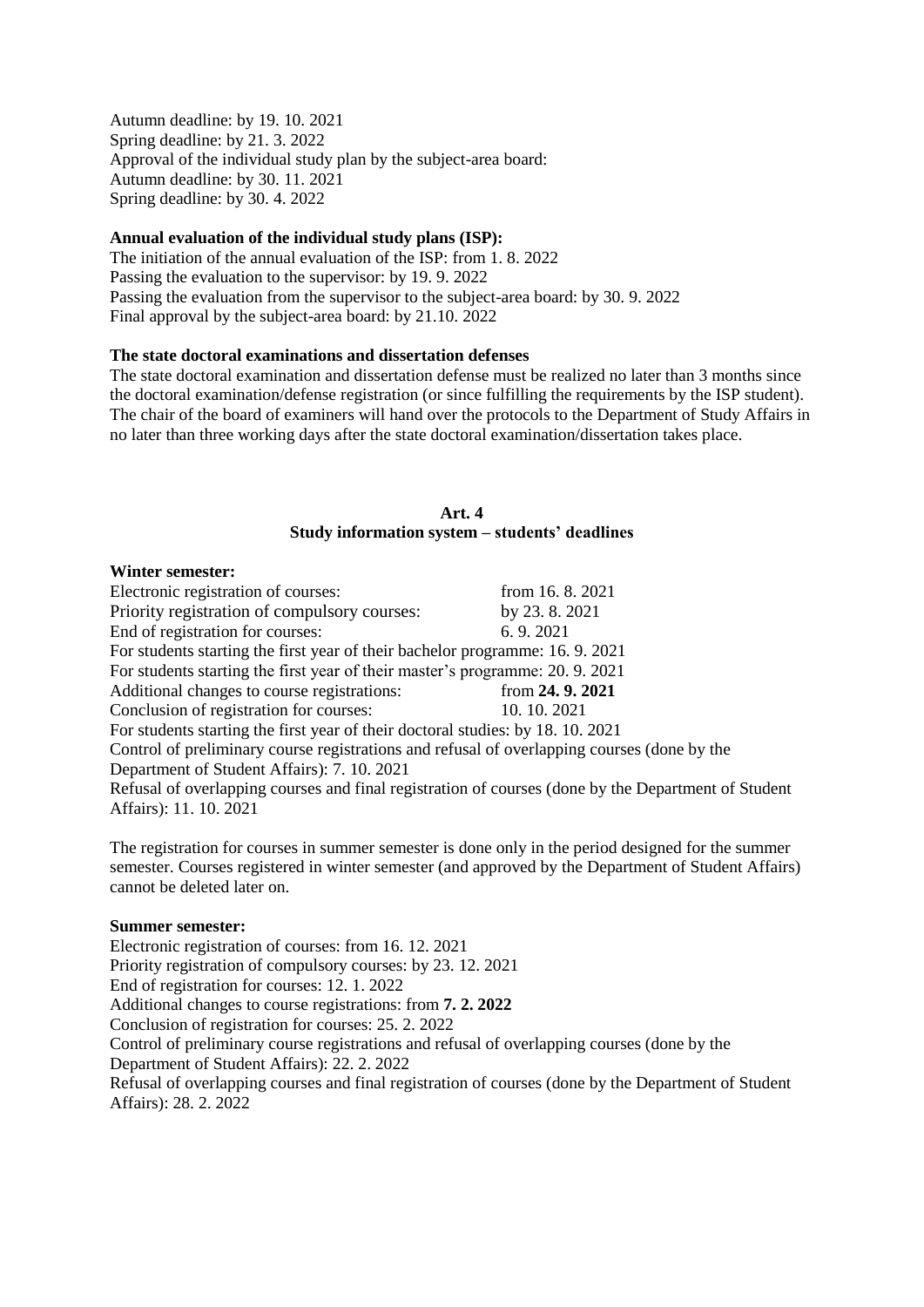Autumn deadline: by 19. 10. 2021
Spring deadline: by 21. 3. 2022
Approval of the individual study plan by the subject-area board:
Autumn deadline: by 30. 11. 2021
Spring deadline: by 30. 4. 2022

**Annual evaluation of the individual study plans (ISP):**

The initiation of the annual evaluation of the ISP: from 1. 8. 2022
Passing the evaluation to the supervisor: by 19. 9. 2022
Passing the evaluation from the supervisor to the subject-area board: by 30. 9. 2022
Final approval by the subject-area board: by 21.10. 2022

**The state doctoral examinations and dissertation defenses**

The state doctoral examination and dissertation defense must be realized no later than 3 months since the doctoral examination/defense registration (or since fulfilling the requirements by the ISP student). The chair of the board of examiners will hand over the protocols to the Department of Study Affairs in no later than three working days after the state doctoral examination/dissertation takes place.

## Art. 4
## Study information system – students' deadlines

**Winter semester:**

Electronic registration of courses: from 16. 8. 2021
Priority registration of compulsory courses: by 23. 8. 2021
End of registration for courses: 6. 9. 2021
For students starting the first year of their bachelor programme: 16. 9. 2021
For students starting the first year of their master's programme: 20. 9. 2021
Additional changes to course registrations: from **24. 9. 2021**
Conclusion of registration for courses: 10. 10. 2021
For students starting the first year of their doctoral studies: by 18. 10. 2021
Control of preliminary course registrations and refusal of overlapping courses (done by the Department of Student Affairs): 7. 10. 2021
Refusal of overlapping courses and final registration of courses (done by the Department of Student Affairs): 11. 10. 2021

The registration for courses in summer semester is done only in the period designed for the summer semester. Courses registered in winter semester (and approved by the Department of Student Affairs) cannot be deleted later on.

**Summer semester:**

Electronic registration of courses: from 16. 12. 2021
Priority registration of compulsory courses: by 23. 12. 2021
End of registration for courses: 12. 1. 2022
Additional changes to course registrations: from **7. 2. 2022**
Conclusion of registration for courses: 25. 2. 2022
Control of preliminary course registrations and refusal of overlapping courses (done by the Department of Student Affairs): 22. 2. 2022
Refusal of overlapping courses and final registration of courses (done by the Department of Student Affairs): 28. 2. 2022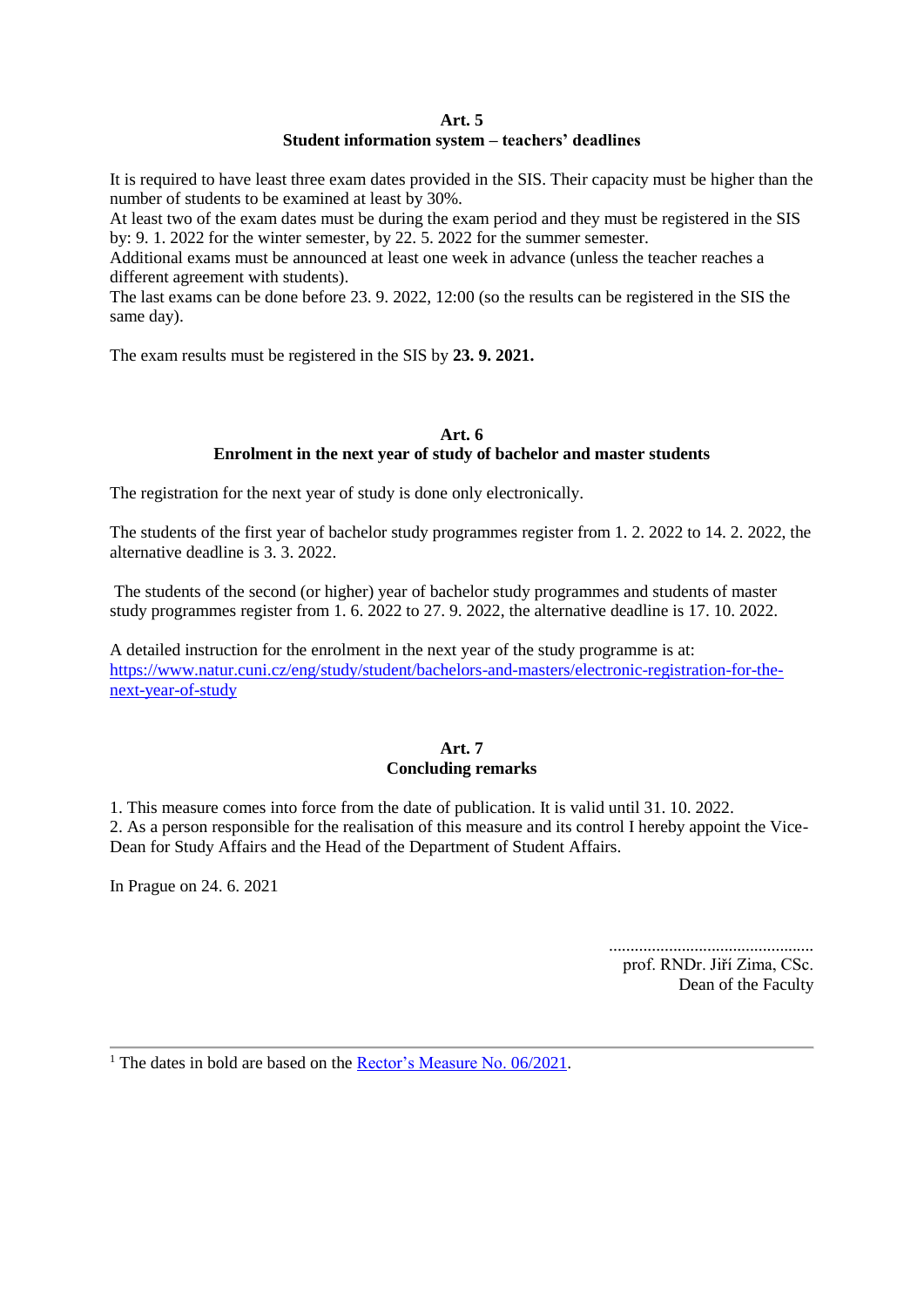## Art. 5
## Student information system – teachers' deadlines

It is required to have least three exam dates provided in the SIS. Their capacity must be higher than the number of students to be examined at least by 30%.
At least two of the exam dates must be during the exam period and they must be registered in the SIS by: 9. 1. 2022 for the winter semester, by 22. 5. 2022 for the summer semester.
Additional exams must be announced at least one week in advance (unless the teacher reaches a different agreement with students).
The last exams can be done before 23. 9. 2022, 12:00 (so the results can be registered in the SIS the same day).

The exam results must be registered in the SIS by **23. 9. 2021.**

## Art. 6
## Enrolment in the next year of study of bachelor and master students

The registration for the next year of study is done only electronically.

The students of the first year of bachelor study programmes register from 1. 2. 2022 to 14. 2. 2022, the alternative deadline is 3. 3. 2022.

The students of the second (or higher) year of bachelor study programmes and students of master study programmes register from 1. 6. 2022 to 27. 9. 2022, the alternative deadline is 17. 10. 2022.

A detailed instruction for the enrolment in the next year of the study programme is at: [https://www.natur.cuni.cz/eng/study/student/bachelors-and-masters/electronic-registration-for-the-next-year-of-study](https://www.natur.cuni.cz/eng/study/student/bachelors-and-masters/electronic-registration-for-the-next-year-of-study)

## Art. 7
## Concluding remarks

1. This measure comes into force from the date of publication. It is valid until 31. 10. 2022.
2. As a person responsible for the realisation of this measure and its control I hereby appoint the Vice-Dean for Study Affairs and the Head of the Department of Student Affairs.

In Prague on 24. 6. 2021

...............................................
prof. RNDr. Jiří Zima, CSc.
Dean of the Faculty

---

[1] The dates in bold are based on the Rector's Measure No. 06/2021.